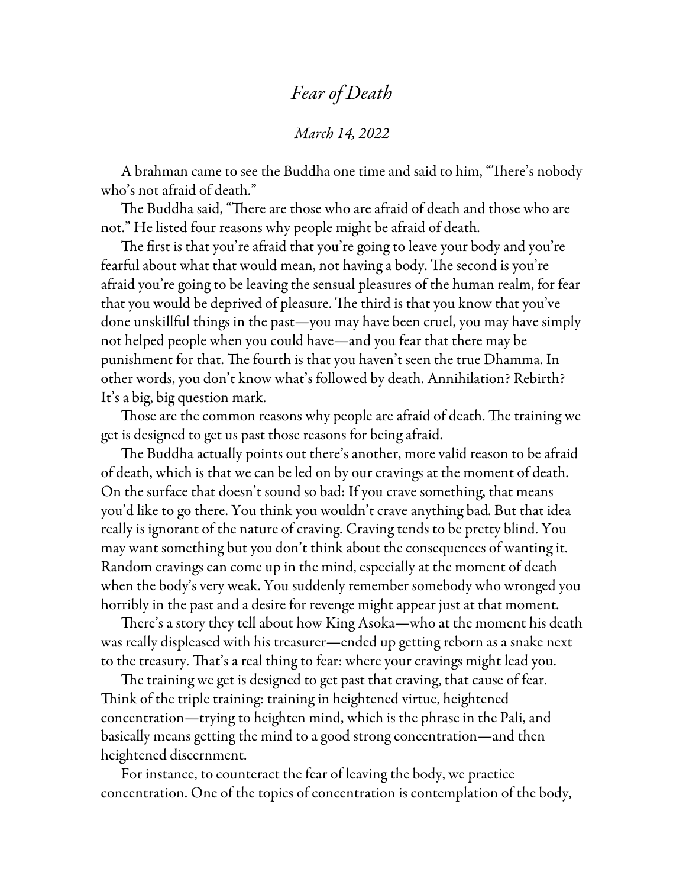# *Fear of Death*

*March 14, 2022*

A brahman came to see the Buddha one time and said to him, "There's nobody who's not afraid of death."

The Buddha said, "There are those who are afraid of death and those who are not." He listed four reasons why people might be afraid of death.

The first is that you're afraid that you're going to leave your body and you're fearful about what that would mean, not having a body. The second is you're afraid you're going to be leaving the sensual pleasures of the human realm, for fear that you would be deprived of pleasure. The third is that you know that you've done unskillful things in the past—you may have been cruel, you may have simply not helped people when you could have—and you fear that there may be punishment for that. The fourth is that you haven't seen the true Dhamma. In other words, you don't know what's followed by death. Annihilation? Rebirth? It's a big, big question mark.

Those are the common reasons why people are afraid of death. The training we get is designed to get us past those reasons for being afraid.

The Buddha actually points out there's another, more valid reason to be afraid of death, which is that we can be led on by our cravings at the moment of death. On the surface that doesn't sound so bad: If you crave something, that means you'd like to go there. You think you wouldn't crave anything bad. But that idea really is ignorant of the nature of craving. Craving tends to be pretty blind. You may want something but you don't think about the consequences of wanting it. Random cravings can come up in the mind, especially at the moment of death when the body's very weak. You suddenly remember somebody who wronged you horribly in the past and a desire for revenge might appear just at that moment.

There's a story they tell about how King Asoka—who at the moment his death was really displeased with his treasurer—ended up getting reborn as a snake next to the treasury. That's a real thing to fear: where your cravings might lead you.

The training we get is designed to get past that craving, that cause of fear. Think of the triple training: training in heightened virtue, heightened concentration—trying to heighten mind, which is the phrase in the Pali, and basically means getting the mind to a good strong concentration—and then heightened discernment.

For instance, to counteract the fear of leaving the body, we practice concentration. One of the topics of concentration is contemplation of the body,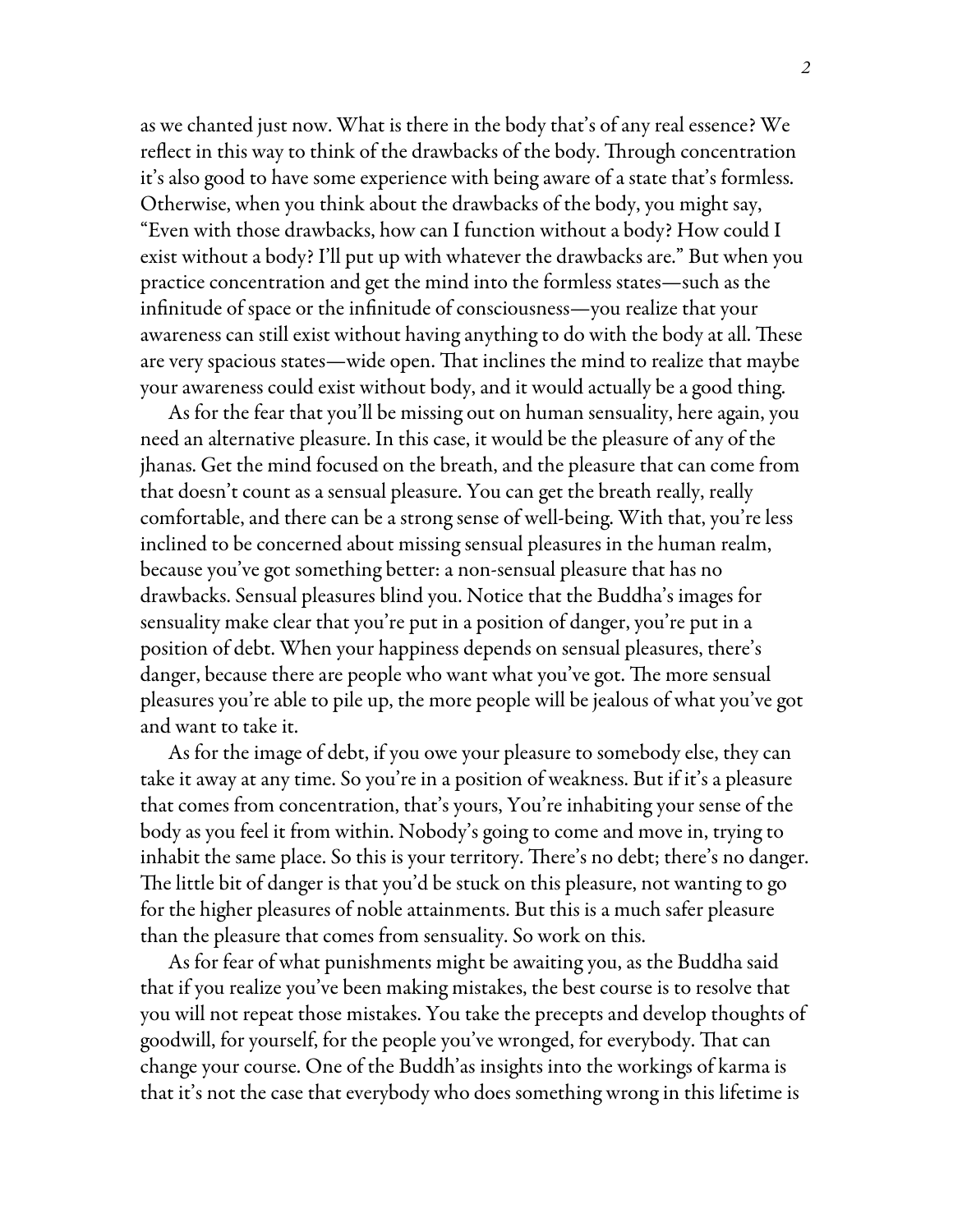as we chanted just now. What is there in the body that's of any real essence? We reflect in this way to think of the drawbacks of the body. Through concentration it's also good to have some experience with being aware of a state that's formless. Otherwise, when you think about the drawbacks of the body, you might say, "Even with those drawbacks, how can I function without a body? How could I exist without a body? I'll put up with whatever the drawbacks are." But when you practice concentration and get the mind into the formless states—such as the infinitude of space or the infinitude of consciousness—you realize that your awareness can still exist without having anything to do with the body at all. These are very spacious states—wide open. That inclines the mind to realize that maybe your awareness could exist without body, and it would actually be a good thing.

As for the fear that you'll be missing out on human sensuality, here again, you need an alternative pleasure. In this case, it would be the pleasure of any of the jhanas. Get the mind focused on the breath, and the pleasure that can come from that doesn't count as a sensual pleasure. You can get the breath really, really comfortable, and there can be a strong sense of well-being. With that, you're less inclined to be concerned about missing sensual pleasures in the human realm, because you've got something better: a non-sensual pleasure that has no drawbacks. Sensual pleasures blind you. Notice that the Buddha's images for sensuality make clear that you're put in a position of danger, you're put in a position of debt. When your happiness depends on sensual pleasures, there's danger, because there are people who want what you've got. The more sensual pleasures you're able to pile up, the more people will be jealous of what you've got and want to take it.

As for the image of debt, if you owe your pleasure to somebody else, they can take it away at any time. So you're in a position of weakness. But if it's a pleasure that comes from concentration, that's yours, You're inhabiting your sense of the body as you feel it from within. Nobody's going to come and move in, trying to inhabit the same place. So this is your territory. There's no debt; there's no danger. The little bit of danger is that you'd be stuck on this pleasure, not wanting to go for the higher pleasures of noble attainments. But this is a much safer pleasure than the pleasure that comes from sensuality. So work on this.

As for fear of what punishments might be awaiting you, as the Buddha said that if you realize you've been making mistakes, the best course is to resolve that you will not repeat those mistakes. You take the precepts and develop thoughts of goodwill, for yourself, for the people you've wronged, for everybody. That can change your course. One of the Buddh'as insights into the workings of karma is that it's not the case that everybody who does something wrong in this lifetime is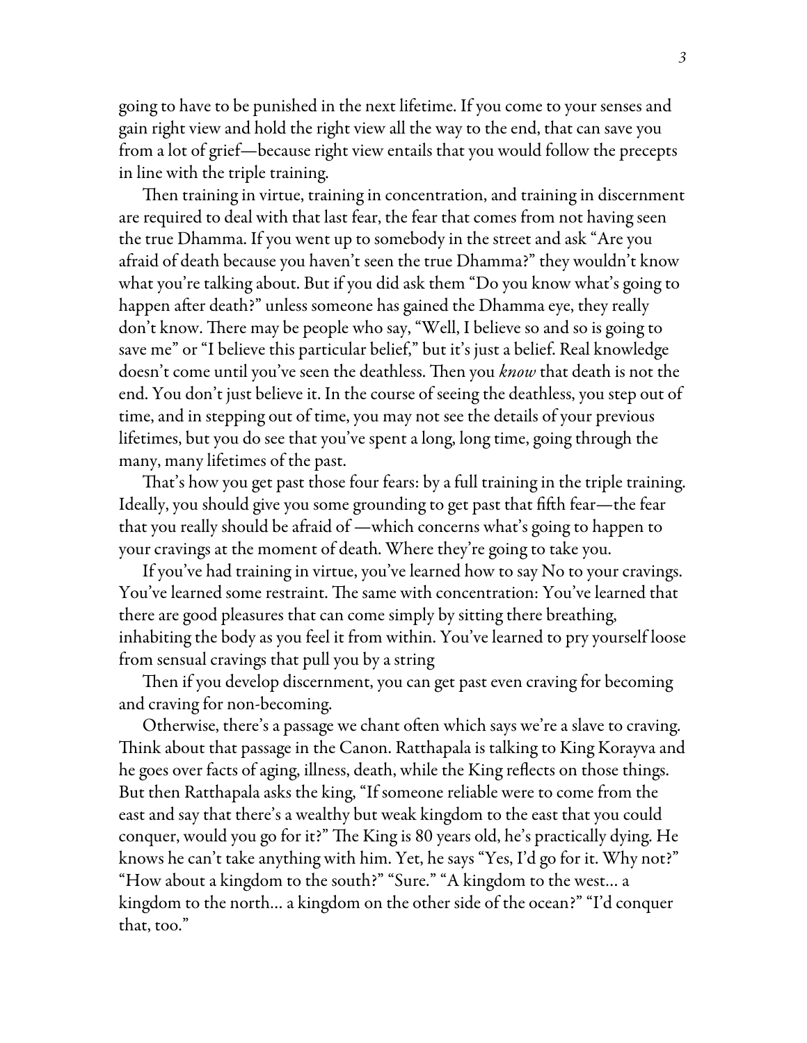going to have to be punished in the next lifetime. If you come to your senses and gain right view and hold the right view all the way to the end, that can save you from a lot of grief—because right view entails that you would follow the precepts in line with the triple training.

Then training in virtue, training in concentration, and training in discernment are required to deal with that last fear, the fear that comes from not having seen the true Dhamma. If you went up to somebody in the street and ask "Are you afraid of death because you haven't seen the true Dhamma?" they wouldn't know what you're talking about. But if you did ask them "Do you know what's going to happen after death?" unless someone has gained the Dhamma eye, they really don't know. There may be people who say, "Well, I believe so and so is going to save me" or "I believe this particular belief," but it's just a belief. Real knowledge doesn't come until you've seen the deathless. Then you *know* that death is not the end. You don't just believe it. In the course of seeing the deathless, you step out of time, and in stepping out of time, you may not see the details of your previous lifetimes, but you do see that you've spent a long, long time, going through the many, many lifetimes of the past.

That's how you get past those four fears: by a full training in the triple training. Ideally, you should give you some grounding to get past that fifth fear—the fear that you really should be afraid of —which concerns what's going to happen to your cravings at the moment of death. Where they're going to take you.

If you've had training in virtue, you've learned how to say No to your cravings. You've learned some restraint. The same with concentration: You've learned that there are good pleasures that can come simply by sitting there breathing, inhabiting the body as you feel it from within. You've learned to pry yourself loose from sensual cravings that pull you by a string

Then if you develop discernment, you can get past even craving for becoming and craving for non-becoming.

Otherwise, there's a passage we chant often which says we're a slave to craving. Think about that passage in the Canon. Ratthapala is talking to King Korayva and he goes over facts of aging, illness, death, while the King reflects on those things. But then Ratthapala asks the king, "If someone reliable were to come from the east and say that there's a wealthy but weak kingdom to the east that you could conquer, would you go for it?" The King is 80 years old, he's practically dying. He knows he can't take anything with him. Yet, he says "Yes, I'd go for it. Why not?" "How about a kingdom to the south?" "Sure." "A kingdom to the west… a kingdom to the north… a kingdom on the other side of the ocean?" "I'd conquer that, too."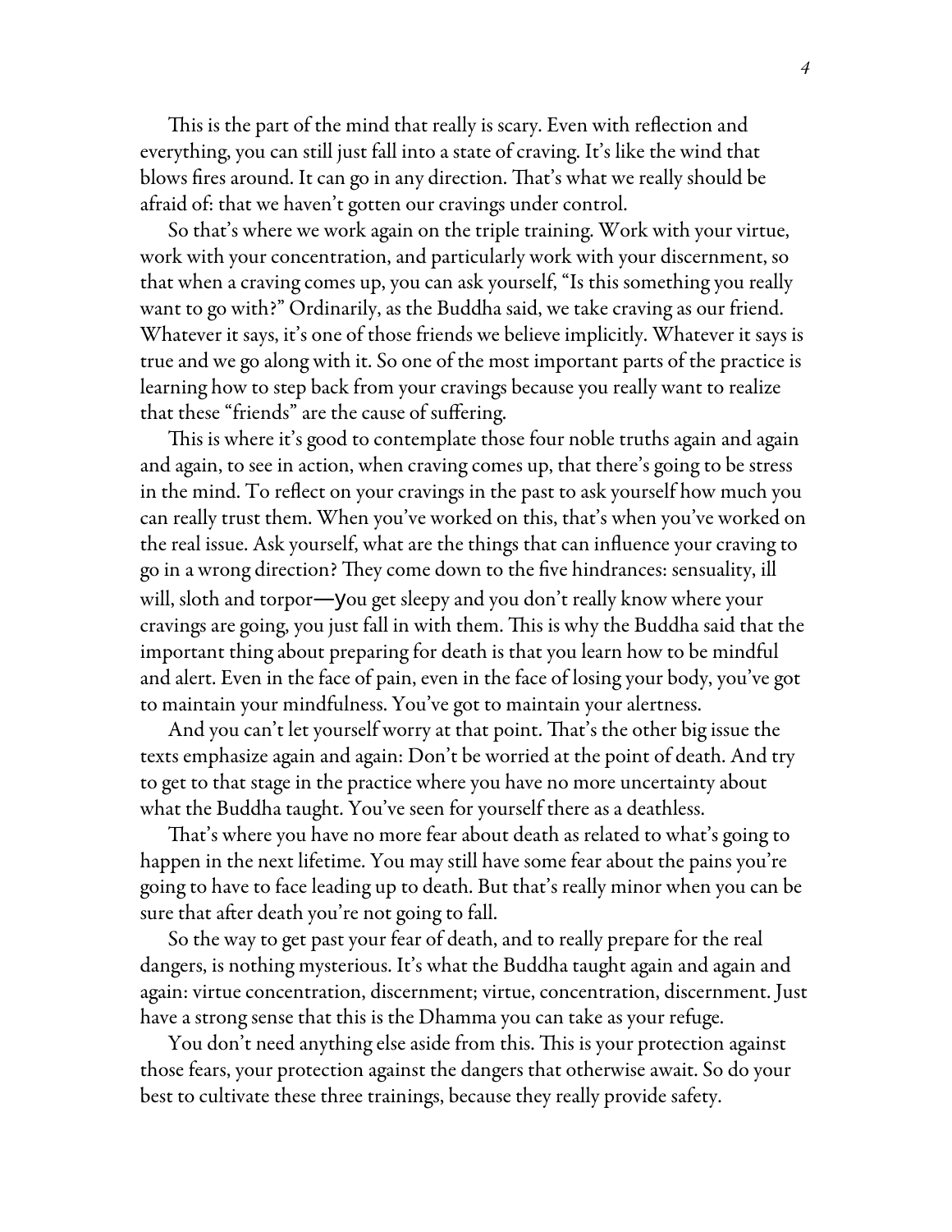This is the part of the mind that really is scary. Even with reflection and everything, you can still just fall into a state of craving. It's like the wind that blows fires around. It can go in any direction. That's what we really should be afraid of: that we haven't gotten our cravings under control.

So that's where we work again on the triple training. Work with your virtue, work with your concentration, and particularly work with your discernment, so that when a craving comes up, you can ask yourself, "Is this something you really want to go with?" Ordinarily, as the Buddha said, we take craving as our friend. Whatever it says, it's one of those friends we believe implicitly. Whatever it says is true and we go along with it. So one of the most important parts of the practice is learning how to step back from your cravings because you really want to realize that these "friends" are the cause of suffering.

This is where it's good to contemplate those four noble truths again and again and again, to see in action, when craving comes up, that there's going to be stress in the mind. To reflect on your cravings in the past to ask yourself how much you can really trust them. When you've worked on this, that's when you've worked on the real issue. Ask yourself, what are the things that can influence your craving to go in a wrong direction? They come down to the five hindrances: sensuality, ill will, sloth and torpor—you get sleepy and you don't really know where your cravings are going, you just fall in with them. This is why the Buddha said that the important thing about preparing for death is that you learn how to be mindful and alert. Even in the face of pain, even in the face of losing your body, you've got to maintain your mindfulness. You've got to maintain your alertness.

And you can't let yourself worry at that point. That's the other big issue the texts emphasize again and again: Don't be worried at the point of death. And try to get to that stage in the practice where you have no more uncertainty about what the Buddha taught. You've seen for yourself there as a deathless.

That's where you have no more fear about death as related to what's going to happen in the next lifetime. You may still have some fear about the pains you're going to have to face leading up to death. But that's really minor when you can be sure that after death you're not going to fall.

So the way to get past your fear of death, and to really prepare for the real dangers, is nothing mysterious. It's what the Buddha taught again and again and again: virtue concentration, discernment; virtue, concentration, discernment. Just have a strong sense that this is the Dhamma you can take as your refuge.

You don't need anything else aside from this. This is your protection against those fears, your protection against the dangers that otherwise await. So do your best to cultivate these three trainings, because they really provide safety.